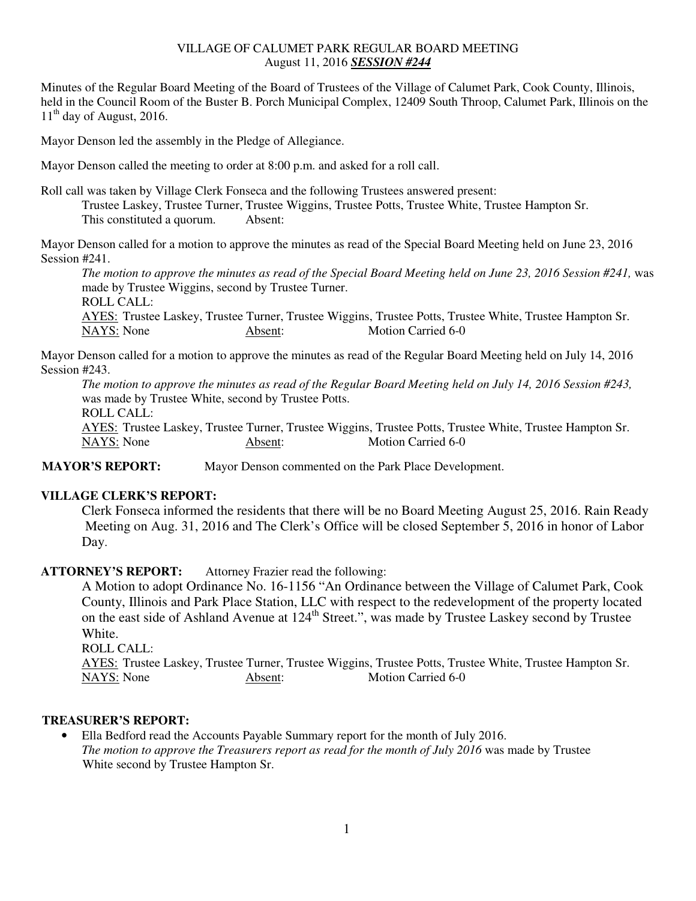VILLAGE OF CALUMET PARK REGULAR BOARD MEETING
August 11, 2016 ***SESSION #244***

Minutes of the Regular Board Meeting of the Board of Trustees of the Village of Calumet Park, Cook County, Illinois, held in the Council Room of the Buster B. Porch Municipal Complex, 12409 South Throop, Calumet Park, Illinois on the 11th day of August, 2016.

Mayor Denson led the assembly in the Pledge of Allegiance.

Mayor Denson called the meeting to order at 8:00 p.m. and asked for a roll call.

Roll call was taken by Village Clerk Fonseca and the following Trustees answered present:
Trustee Laskey, Trustee Turner, Trustee Wiggins, Trustee Potts, Trustee White, Trustee Hampton Sr.
This constituted a quorum. Absent:

Mayor Denson called for a motion to approve the minutes as read of the Special Board Meeting held on June 23, 2016 Session #241.

*The motion to approve the minutes as read of the Special Board Meeting held on June 23, 2016 Session #241,* was made by Trustee Wiggins, second by Trustee Turner.
ROLL CALL:
AYES: Trustee Laskey, Trustee Turner, Trustee Wiggins, Trustee Potts, Trustee White, Trustee Hampton Sr.
NAYS: None Absent: Motion Carried 6-0

Mayor Denson called for a motion to approve the minutes as read of the Regular Board Meeting held on July 14, 2016 Session #243.

*The motion to approve the minutes as read of the Regular Board Meeting held on July 14, 2016 Session #243,* was made by Trustee White, second by Trustee Potts.
ROLL CALL:
AYES: Trustee Laskey, Trustee Turner, Trustee Wiggins, Trustee Potts, Trustee White, Trustee Hampton Sr.
NAYS: None Absent: Motion Carried 6-0

**MAYOR'S REPORT:** Mayor Denson commented on the Park Place Development.

**VILLAGE CLERK'S REPORT:**

Clerk Fonseca informed the residents that there will be no Board Meeting August 25, 2016. Rain Ready Meeting on Aug. 31, 2016 and The Clerk's Office will be closed September 5, 2016 in honor of Labor Day.

**ATTORNEY'S REPORT:** Attorney Frazier read the following:

A Motion to adopt Ordinance No. 16-1156 "An Ordinance between the Village of Calumet Park, Cook County, Illinois and Park Place Station, LLC with respect to the redevelopment of the property located on the east side of Ashland Avenue at 124th Street.", was made by Trustee Laskey second by Trustee White.
ROLL CALL:
AYES: Trustee Laskey, Trustee Turner, Trustee Wiggins, Trustee Potts, Trustee White, Trustee Hampton Sr.
NAYS: None Absent: Motion Carried 6-0

**TREASURER'S REPORT:**

- Ella Bedford read the Accounts Payable Summary report for the month of July 2016.
*The motion to approve the Treasurers report as read for the month of July 2016* was made by Trustee White second by Trustee Hampton Sr.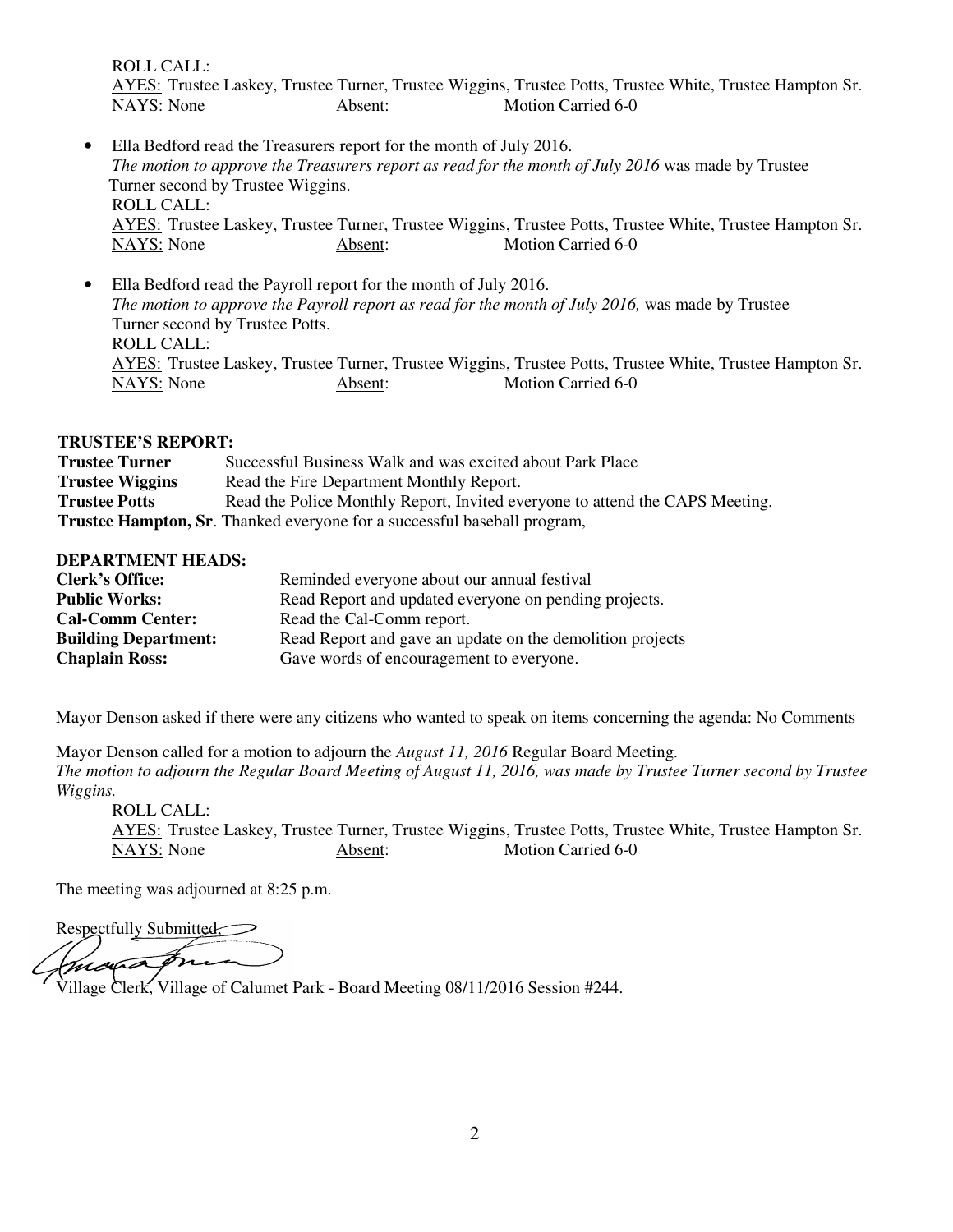ROLL CALL:
AYES: Trustee Laskey, Trustee Turner, Trustee Wiggins, Trustee Potts, Trustee White, Trustee Hampton Sr.
NAYS: None Absent: Motion Carried 6-0

- Ella Bedford read the Treasurers report for the month of July 2016.
  *The motion to approve the Treasurers report as read for the month of July 2016* was made by Trustee Turner second by Trustee Wiggins.
  ROLL CALL:
  AYES: Trustee Laskey, Trustee Turner, Trustee Wiggins, Trustee Potts, Trustee White, Trustee Hampton Sr.
  NAYS: None Absent: Motion Carried 6-0

- Ella Bedford read the Payroll report for the month of July 2016.
  *The motion to approve the Payroll report as read for the month of July 2016,* was made by Trustee Turner second by Trustee Potts.
  ROLL CALL:
  AYES: Trustee Laskey, Trustee Turner, Trustee Wiggins, Trustee Potts, Trustee White, Trustee Hampton Sr.
  NAYS: None Absent: Motion Carried 6-0

**TRUSTEE'S REPORT:**

**Trustee Turner** Successful Business Walk and was excited about Park Place
**Trustee Wiggins** Read the Fire Department Monthly Report.
**Trustee Potts** Read the Police Monthly Report, Invited everyone to attend the CAPS Meeting.
**Trustee Hampton, Sr**. Thanked everyone for a successful baseball program,

**DEPARTMENT HEADS:**

**Clerk's Office:** Reminded everyone about our annual festival
**Public Works:** Read Report and updated everyone on pending projects.
**Cal-Comm Center:** Read the Cal-Comm report.
**Building Department:** Read Report and gave an update on the demolition projects
**Chaplain Ross:** Gave words of encouragement to everyone.

Mayor Denson asked if there were any citizens who wanted to speak on items concerning the agenda: No Comments

Mayor Denson called for a motion to adjourn the *August 11, 2016* Regular Board Meeting.
*The motion to adjourn the Regular Board Meeting of August 11, 2016, was made by Trustee Turner second by Trustee Wiggins.*

ROLL CALL:
AYES: Trustee Laskey, Trustee Turner, Trustee Wiggins, Trustee Potts, Trustee White, Trustee Hampton Sr.
NAYS: None Absent: Motion Carried 6-0

The meeting was adjourned at 8:25 p.m.

Respectfully Submitted,

Village Clerk, Village of Calumet Park - Board Meeting 08/11/2016 Session #244.